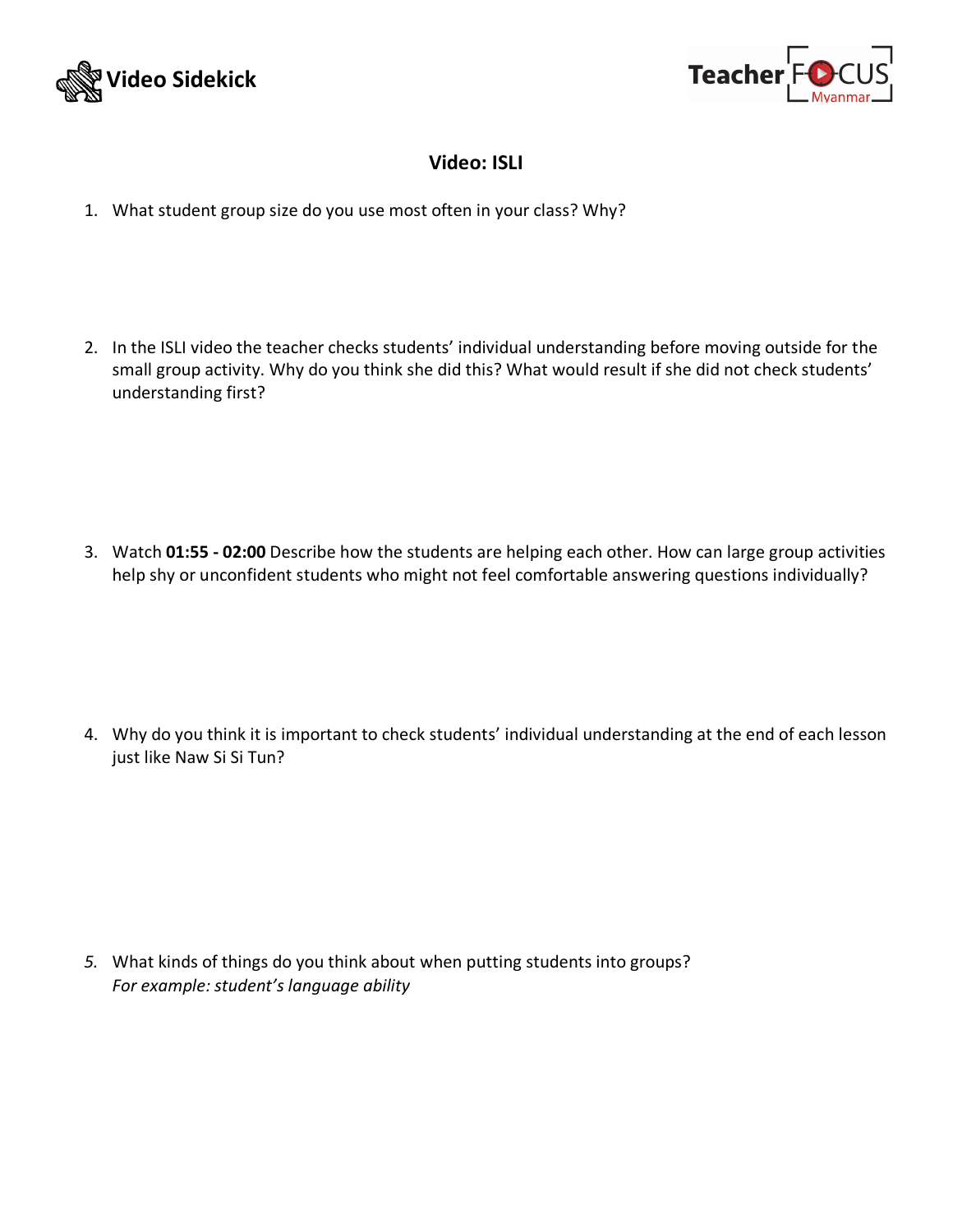Video Sidekick

Teacher FOCUS Myanmar

## Video: ISLI

1. What student group size do you use most often in your class? Why?

2. In the ISLI video the teacher checks students' individual understanding before moving outside for the small group activity. Why do you think she did this? What would result if she did not check students' understanding first?

3. Watch **01:55 - 02:00** Describe how the students are helping each other. How can large group activities help shy or unconfident students who might not feel comfortable answering questions individually?

4. Why do you think it is important to check students' individual understanding at the end of each lesson just like Naw Si Si Tun?

5. What kinds of things do you think about when putting students into groups?
   *For example: student's language ability*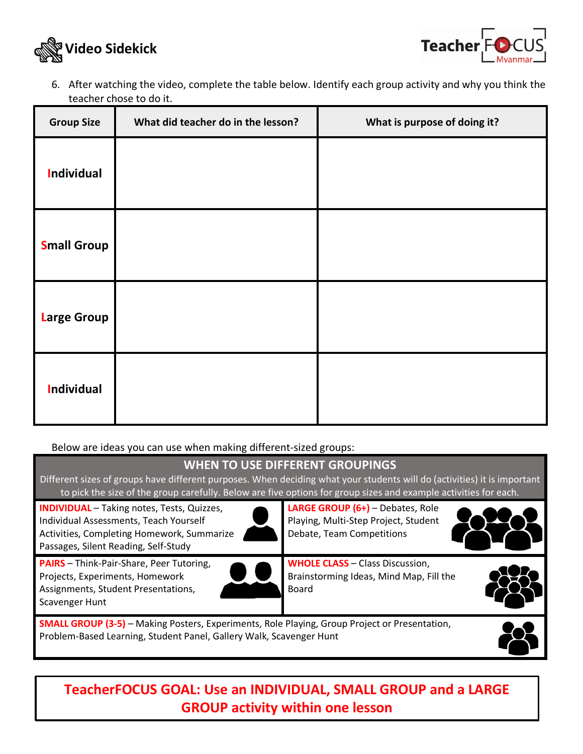Video Sidekick

Teacher FOCUS Myanmar

6. After watching the video, complete the table below. Identify each group activity and why you think the teacher chose to do it.

| Group Size | What did teacher do in the lesson? | What is purpose of doing it? |
| --- | --- | --- |
| Individual | | |
| Small Group | | |
| Large Group | | |
| Individual | | |

Below are ideas you can use when making different-sized groups:

**WHEN TO USE DIFFERENT GROUPINGS**

Different sizes of groups have different purposes. When deciding what your students will do (activities) it is important to pick the size of the group carefully. Below are five options for group sizes and example activities for each.

**INDIVIDUAL** – Taking notes, Tests, Quizzes, Individual Assessments, Teach Yourself Activities, Completing Homework, Summarize Passages, Silent Reading, Self-Study

**LARGE GROUP (6+)** – Debates, Role Playing, Multi-Step Project, Student Debate, Team Competitions

**PAIRS** – Think-Pair-Share, Peer Tutoring, Projects, Experiments, Homework Assignments, Student Presentations, Scavenger Hunt

**WHOLE CLASS** – Class Discussion, Brainstorming Ideas, Mind Map, Fill the Board

**SMALL GROUP (3-5)** – Making Posters, Experiments, Role Playing, Group Project or Presentation, Problem-Based Learning, Student Panel, Gallery Walk, Scavenger Hunt

**TeacherFOCUS GOAL: Use an INDIVIDUAL, SMALL GROUP and a LARGE GROUP activity within one lesson**